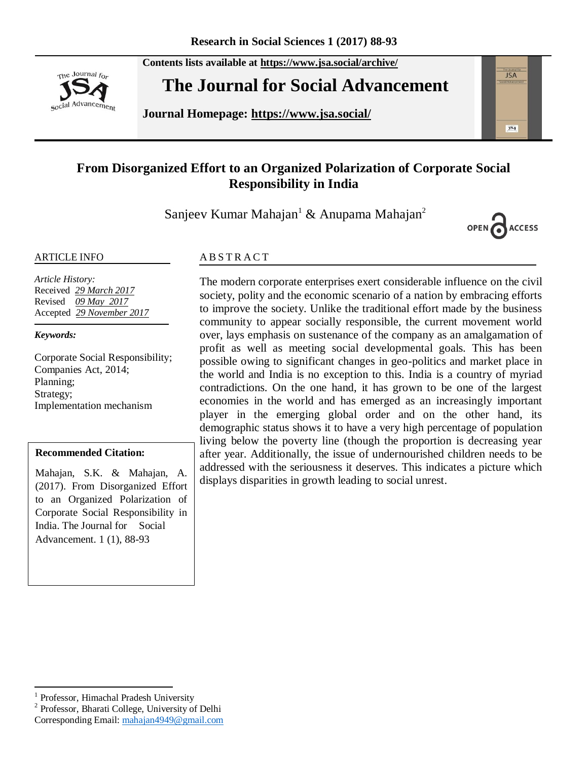Contents lists available at https://www.jsa.social/archive/

# The Journal for Social Advancement

**Journal Homepage: https://www.jsa.social/**

## From Disorganized Effort to an Organized Polarization of Corporate Social Responsibility in India

Sanjeev Kumar Mahajan[1] & Anupama Mahajan[2]

OPEN ACCESS

### ARTICLE INFO

*Article History:*
Received *29 March 2017*
Revised *09 May 2017*
Accepted *29 November 2017*

***Keywords:***

Corporate Social Responsibility;
Companies Act, 2014;
Planning;
Strategy;
Implementation mechanism

**Recommended Citation:**

Mahajan, S.K. & Mahajan, A. (2017). From Disorganized Effort to an Organized Polarization of Corporate Social Responsibility in India. The Journal for Social Advancement. 1 (1), 88-93

### ABSTRACT

The modern corporate enterprises exert considerable influence on the civil society, polity and the economic scenario of a nation by embracing efforts to improve the society. Unlike the traditional effort made by the business community to appear socially responsible, the current movement world over, lays emphasis on sustenance of the company as an amalgamation of profit as well as meeting social developmental goals. This has been possible owing to significant changes in geo-politics and market place in the world and India is no exception to this. India is a country of myriad contradictions. On the one hand, it has grown to be one of the largest economies in the world and has emerged as an increasingly important player in the emerging global order and on the other hand, its demographic status shows it to have a very high percentage of population living below the poverty line (though the proportion is decreasing year after year. Additionally, the issue of undernourished children needs to be addressed with the seriousness it deserves. This indicates a picture which displays disparities in growth leading to social unrest.

---

[1] Professor, Himachal Pradesh University
[2] Professor, Bharati College, University of Delhi
Corresponding Email: mahajan4949@gmail.com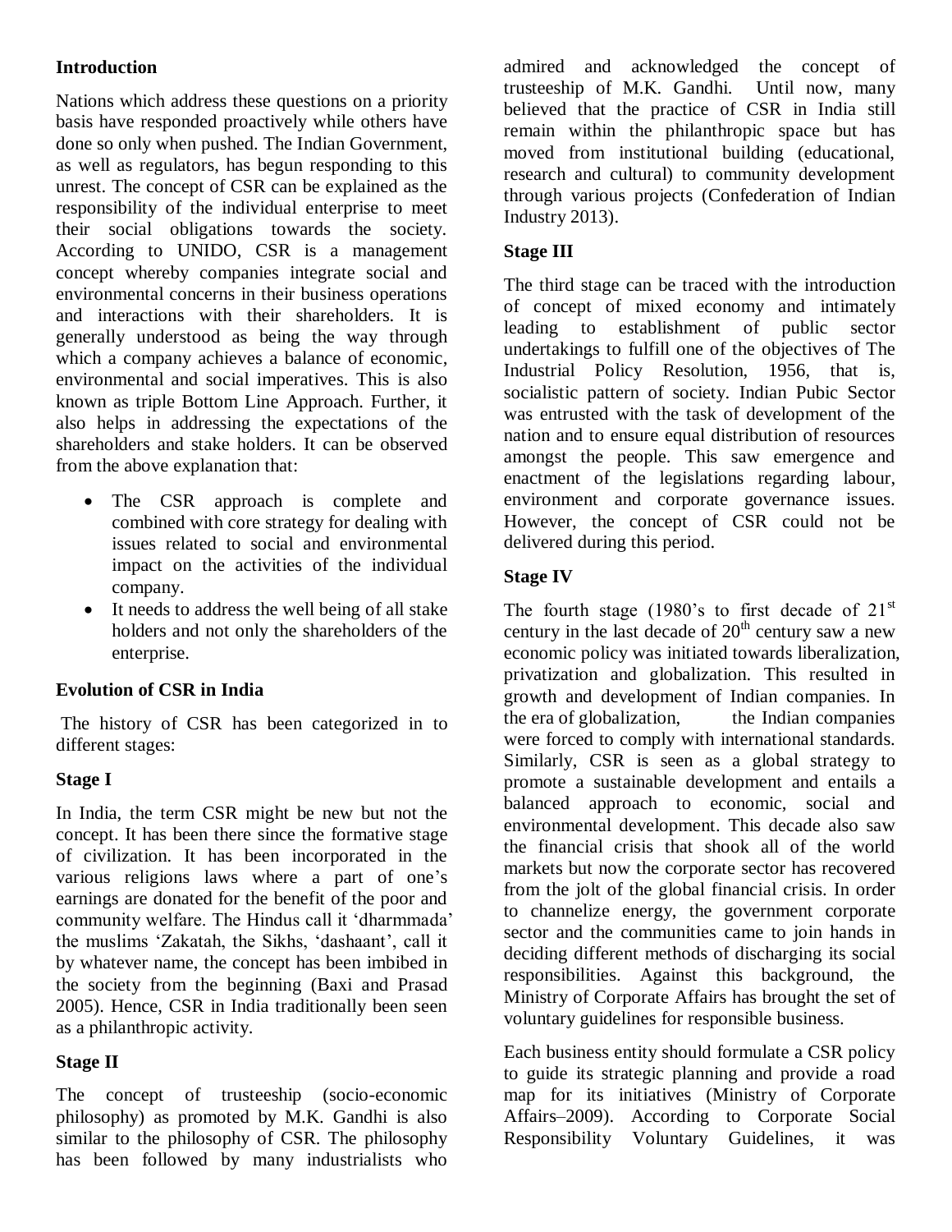## Introduction

Nations which address these questions on a priority basis have responded proactively while others have done so only when pushed. The Indian Government, as well as regulators, has begun responding to this unrest. The concept of CSR can be explained as the responsibility of the individual enterprise to meet their social obligations towards the society. According to UNIDO, CSR is a management concept whereby companies integrate social and environmental concerns in their business operations and interactions with their shareholders. It is generally understood as being the way through which a company achieves a balance of economic, environmental and social imperatives. This is also known as triple Bottom Line Approach. Further, it also helps in addressing the expectations of the shareholders and stake holders. It can be observed from the above explanation that:

- The CSR approach is complete and combined with core strategy for dealing with issues related to social and environmental impact on the activities of the individual company.
- It needs to address the well being of all stake holders and not only the shareholders of the enterprise.

## Evolution of CSR in India

The history of CSR has been categorized in to different stages:

### Stage I

In India, the term CSR might be new but not the concept. It has been there since the formative stage of civilization. It has been incorporated in the various religions laws where a part of one's earnings are donated for the benefit of the poor and community welfare. The Hindus call it 'dharmmada' the muslims 'Zakatah, the Sikhs, 'dashaant', call it by whatever name, the concept has been imbibed in the society from the beginning (Baxi and Prasad 2005). Hence, CSR in India traditionally been seen as a philanthropic activity.

### Stage II

The concept of trusteeship (socio-economic philosophy) as promoted by M.K. Gandhi is also similar to the philosophy of CSR. The philosophy has been followed by many industrialists who admired and acknowledged the concept of trusteeship of M.K. Gandhi. Until now, many believed that the practice of CSR in India still remain within the philanthropic space but has moved from institutional building (educational, research and cultural) to community development through various projects (Confederation of Indian Industry 2013).

### Stage III

The third stage can be traced with the introduction of concept of mixed economy and intimately leading to establishment of public sector undertakings to fulfill one of the objectives of The Industrial Policy Resolution, 1956, that is, socialistic pattern of society. Indian Pubic Sector was entrusted with the task of development of the nation and to ensure equal distribution of resources amongst the people. This saw emergence and enactment of the legislations regarding labour, environment and corporate governance issues. However, the concept of CSR could not be delivered during this period.

### Stage IV

The fourth stage (1980's to first decade of 21st century in the last decade of 20th century saw a new economic policy was initiated towards liberalization, privatization and globalization. This resulted in growth and development of Indian companies. In the era of globalization, the Indian companies were forced to comply with international standards. Similarly, CSR is seen as a global strategy to promote a sustainable development and entails a balanced approach to economic, social and environmental development. This decade also saw the financial crisis that shook all of the world markets but now the corporate sector has recovered from the jolt of the global financial crisis. In order to channelize energy, the government corporate sector and the communities came to join hands in deciding different methods of discharging its social responsibilities. Against this background, the Ministry of Corporate Affairs has brought the set of voluntary guidelines for responsible business.

Each business entity should formulate a CSR policy to guide its strategic planning and provide a road map for its initiatives (Ministry of Corporate Affairs–2009). According to Corporate Social Responsibility Voluntary Guidelines, it was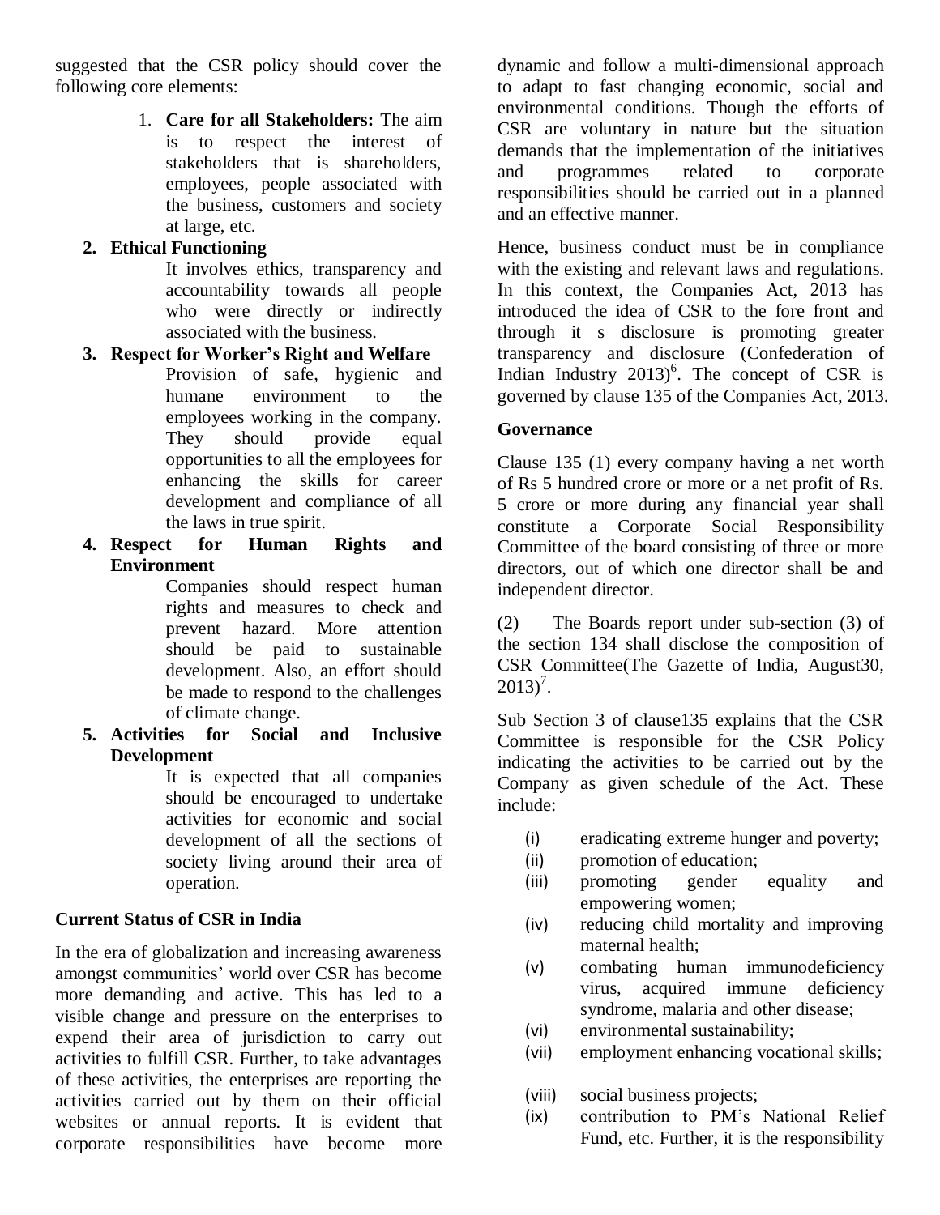suggested that the CSR policy should cover the following core elements:

1. **Care for all Stakeholders:** The aim is to respect the interest of stakeholders that is shareholders, employees, people associated with the business, customers and society at large, etc.
2. **Ethical Functioning**

   It involves ethics, transparency and accountability towards all people who were directly or indirectly associated with the business.
3. **Respect for Worker's Right and Welfare**

   Provision of safe, hygienic and humane environment to the employees working in the company. They should provide equal opportunities to all the employees for enhancing the skills for career development and compliance of all the laws in true spirit.
4. **Respect for Human Rights and Environment**

   Companies should respect human rights and measures to check and prevent hazard. More attention should be paid to sustainable development. Also, an effort should be made to respond to the challenges of climate change.
5. **Activities for Social and Inclusive Development**

   It is expected that all companies should be encouraged to undertake activities for economic and social development of all the sections of society living around their area of operation.

## Current Status of CSR in India

In the era of globalization and increasing awareness amongst communities' world over CSR has become more demanding and active. This has led to a visible change and pressure on the enterprises to expend their area of jurisdiction to carry out activities to fulfill CSR. Further, to take advantages of these activities, the enterprises are reporting the activities carried out by them on their official websites or annual reports. It is evident that corporate responsibilities have become more dynamic and follow a multi-dimensional approach to adapt to fast changing economic, social and environmental conditions. Though the efforts of CSR are voluntary in nature but the situation demands that the implementation of the initiatives and programmes related to corporate responsibilities should be carried out in a planned and an effective manner.

Hence, business conduct must be in compliance with the existing and relevant laws and regulations. In this context, the Companies Act, 2013 has introduced the idea of CSR to the fore front and through it s disclosure is promoting greater transparency and disclosure (Confederation of Indian Industry 2013)[6]. The concept of CSR is governed by clause 135 of the Companies Act, 2013.

## Governance

Clause 135 (1) every company having a net worth of Rs 5 hundred crore or more or a net profit of Rs. 5 crore or more during any financial year shall constitute a Corporate Social Responsibility Committee of the board consisting of three or more directors, out of which one director shall be and independent director.

(2) The Boards report under sub-section (3) of the section 134 shall disclose the composition of CSR Committee(The Gazette of India, August30, 2013)[7].

Sub Section 3 of clause135 explains that the CSR Committee is responsible for the CSR Policy indicating the activities to be carried out by the Company as given schedule of the Act. These include:

(i) eradicating extreme hunger and poverty;
(ii) promotion of education;
(iii) promoting gender equality and empowering women;
(iv) reducing child mortality and improving maternal health;
(v) combating human immunodeficiency virus, acquired immune deficiency syndrome, malaria and other disease;
(vi) environmental sustainability;
(vii) employment enhancing vocational skills;
(viii) social business projects;
(ix) contribution to PM's National Relief Fund, etc. Further, it is the responsibility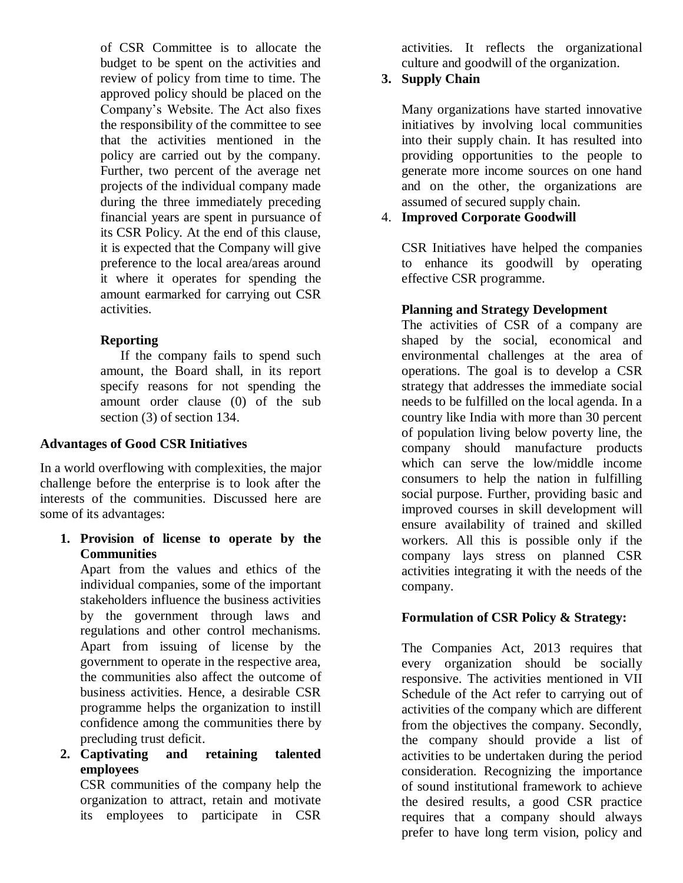of CSR Committee is to allocate the budget to be spent on the activities and review of policy from time to time. The approved policy should be placed on the Company's Website. The Act also fixes the responsibility of the committee to see that the activities mentioned in the policy are carried out by the company. Further, two percent of the average net projects of the individual company made during the three immediately preceding financial years are spent in pursuance of its CSR Policy. At the end of this clause, it is expected that the Company will give preference to the local area/areas around it where it operates for spending the amount earmarked for carrying out CSR activities.

**Reporting**

If the company fails to spend such amount, the Board shall, in its report specify reasons for not spending the amount order clause (0) of the sub section (3) of section 134.

**Advantages of Good CSR Initiatives**

In a world overflowing with complexities, the major challenge before the enterprise is to look after the interests of the communities. Discussed here are some of its advantages:

1. **Provision of license to operate by the Communities**

   Apart from the values and ethics of the individual companies, some of the important stakeholders influence the business activities by the government through laws and regulations and other control mechanisms. Apart from issuing of license by the government to operate in the respective area, the communities also affect the outcome of business activities. Hence, a desirable CSR programme helps the organization to instill confidence among the communities there by precluding trust deficit.

2. **Captivating and retaining talented employees**

   CSR communities of the company help the organization to attract, retain and motivate its employees to participate in CSR activities. It reflects the organizational culture and goodwill of the organization.

3. **Supply Chain**

   Many organizations have started innovative initiatives by involving local communities into their supply chain. It has resulted into providing opportunities to the people to generate more income sources on one hand and on the other, the organizations are assumed of secured supply chain.

4. **Improved Corporate Goodwill**

   CSR Initiatives have helped the companies to enhance its goodwill by operating effective CSR programme.

**Planning and Strategy Development**

The activities of CSR of a company are shaped by the social, economical and environmental challenges at the area of operations. The goal is to develop a CSR strategy that addresses the immediate social needs to be fulfilled on the local agenda. In a country like India with more than 30 percent of population living below poverty line, the company should manufacture products which can serve the low/middle income consumers to help the nation in fulfilling social purpose. Further, providing basic and improved courses in skill development will ensure availability of trained and skilled workers. All this is possible only if the company lays stress on planned CSR activities integrating it with the needs of the company.

**Formulation of CSR Policy & Strategy:**

The Companies Act, 2013 requires that every organization should be socially responsive. The activities mentioned in VII Schedule of the Act refer to carrying out of activities of the company which are different from the objectives the company. Secondly, the company should provide a list of activities to be undertaken during the period consideration. Recognizing the importance of sound institutional framework to achieve the desired results, a good CSR practice requires that a company should always prefer to have long term vision, policy and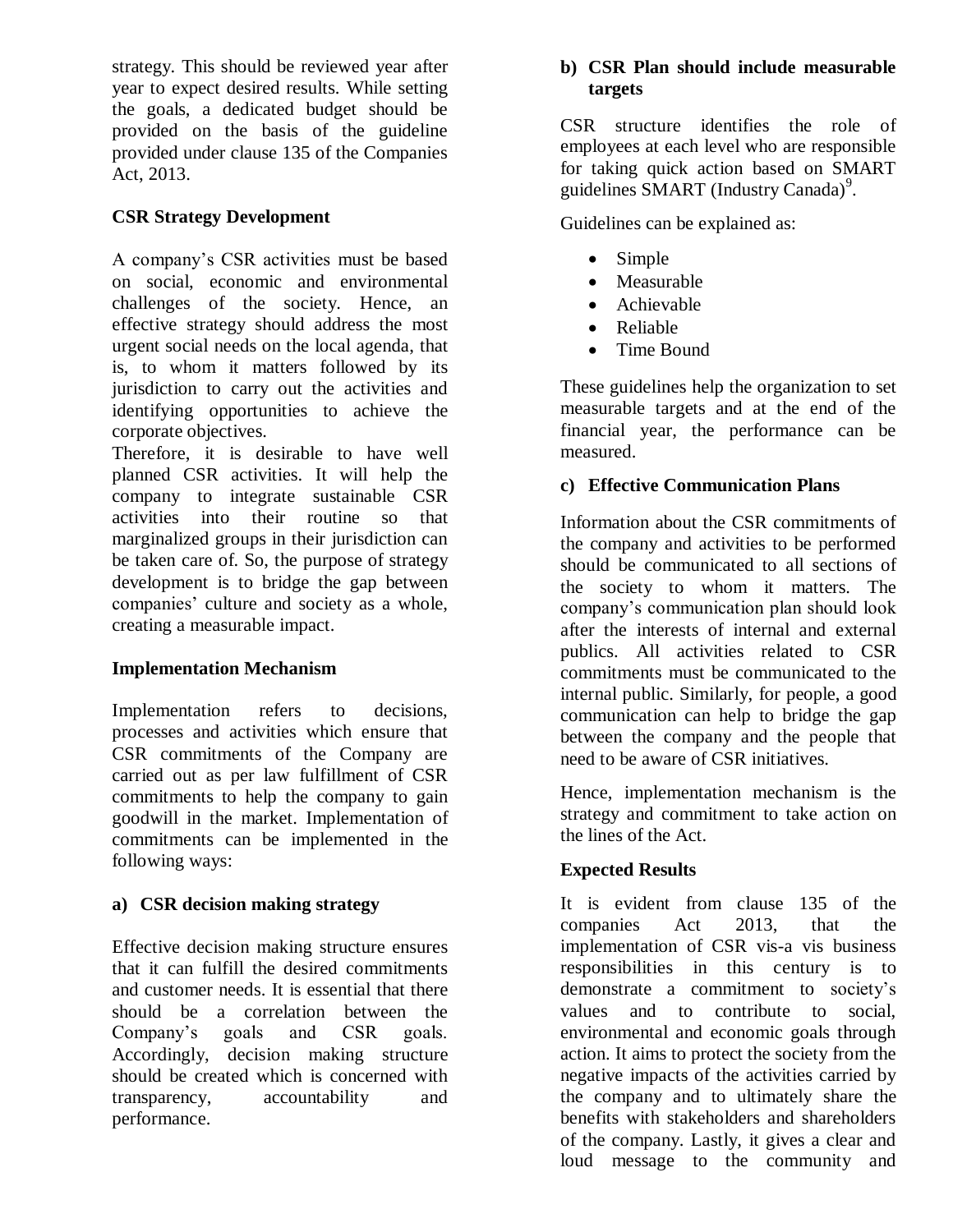strategy. This should be reviewed year after year to expect desired results. While setting the goals, a dedicated budget should be provided on the basis of the guideline provided under clause 135 of the Companies Act, 2013.

### CSR Strategy Development

A company's CSR activities must be based on social, economic and environmental challenges of the society. Hence, an effective strategy should address the most urgent social needs on the local agenda, that is, to whom it matters followed by its jurisdiction to carry out the activities and identifying opportunities to achieve the corporate objectives.

Therefore, it is desirable to have well planned CSR activities. It will help the company to integrate sustainable CSR activities into their routine so that marginalized groups in their jurisdiction can be taken care of. So, the purpose of strategy development is to bridge the gap between companies' culture and society as a whole, creating a measurable impact.

### Implementation Mechanism

Implementation refers to decisions, processes and activities which ensure that CSR commitments of the Company are carried out as per law fulfillment of CSR commitments to help the company to gain goodwill in the market. Implementation of commitments can be implemented in the following ways:

#### a) CSR decision making strategy

Effective decision making structure ensures that it can fulfill the desired commitments and customer needs. It is essential that there should be a correlation between the Company's goals and CSR goals. Accordingly, decision making structure should be created which is concerned with transparency, accountability and performance.

#### b) CSR Plan should include measurable targets

CSR structure identifies the role of employees at each level who are responsible for taking quick action based on SMART guidelines SMART (Industry Canada)[9].

Guidelines can be explained as:

- Simple
- Measurable
- Achievable
- Reliable
- Time Bound

These guidelines help the organization to set measurable targets and at the end of the financial year, the performance can be measured.

#### c) Effective Communication Plans

Information about the CSR commitments of the company and activities to be performed should be communicated to all sections of the society to whom it matters. The company's communication plan should look after the interests of internal and external publics. All activities related to CSR commitments must be communicated to the internal public. Similarly, for people, a good communication can help to bridge the gap between the company and the people that need to be aware of CSR initiatives.

Hence, implementation mechanism is the strategy and commitment to take action on the lines of the Act.

### Expected Results

It is evident from clause 135 of the companies Act 2013, that the implementation of CSR vis-a vis business responsibilities in this century is to demonstrate a commitment to society's values and to contribute to social, environmental and economic goals through action. It aims to protect the society from the negative impacts of the activities carried by the company and to ultimately share the benefits with stakeholders and shareholders of the company. Lastly, it gives a clear and loud message to the community and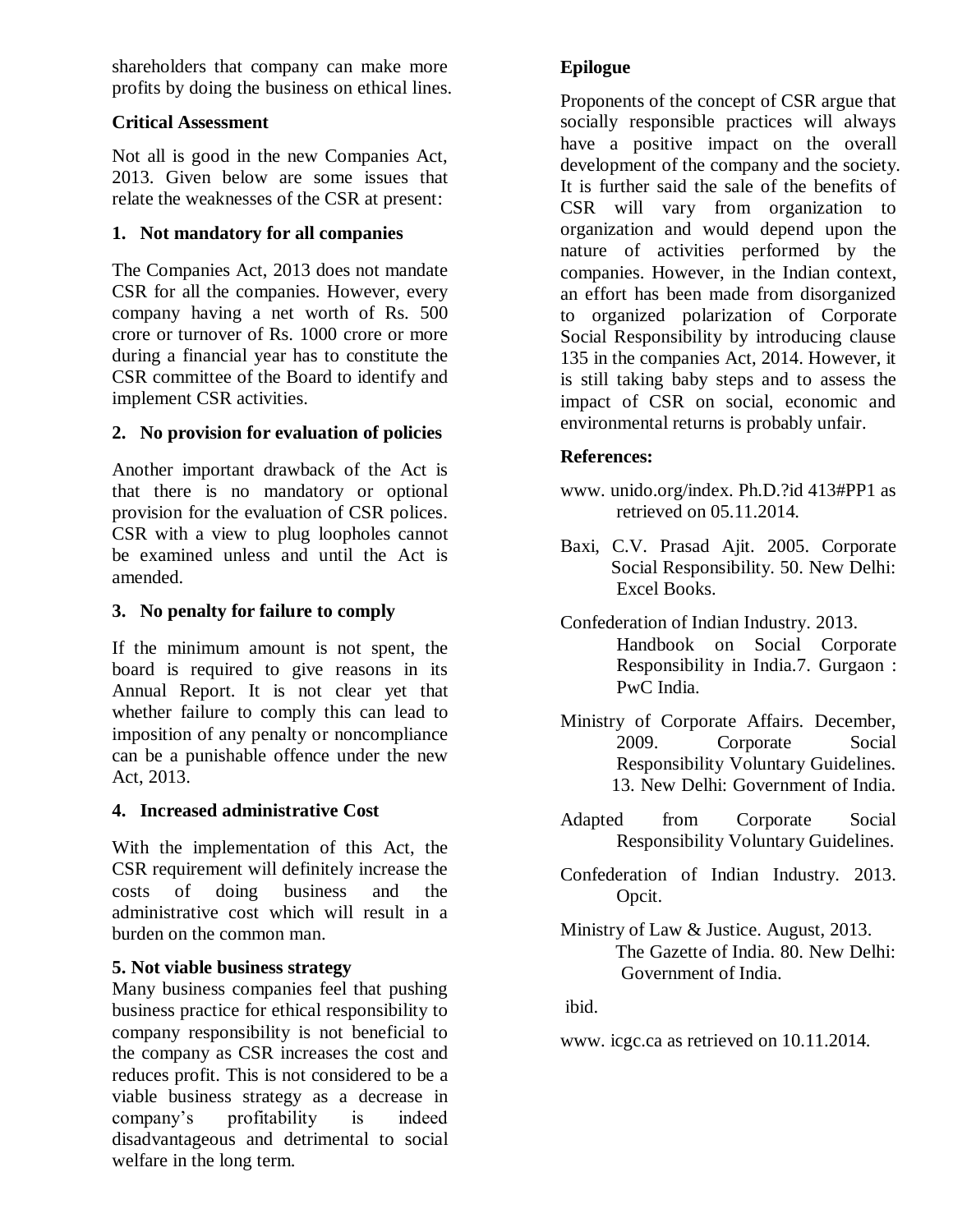shareholders that company can make more profits by doing the business on ethical lines.

**Critical Assessment**

Not all is good in the new Companies Act, 2013. Given below are some issues that relate the weaknesses of the CSR at present:

**1. Not mandatory for all companies**

The Companies Act, 2013 does not mandate CSR for all the companies. However, every company having a net worth of Rs. 500 crore or turnover of Rs. 1000 crore or more during a financial year has to constitute the CSR committee of the Board to identify and implement CSR activities.

**2. No provision for evaluation of policies**

Another important drawback of the Act is that there is no mandatory or optional provision for the evaluation of CSR polices. CSR with a view to plug loopholes cannot be examined unless and until the Act is amended.

**3. No penalty for failure to comply**

If the minimum amount is not spent, the board is required to give reasons in its Annual Report. It is not clear yet that whether failure to comply this can lead to imposition of any penalty or noncompliance can be a punishable offence under the new Act, 2013.

**4. Increased administrative Cost**

With the implementation of this Act, the CSR requirement will definitely increase the costs of doing business and the administrative cost which will result in a burden on the common man.

**5. Not viable business strategy**

Many business companies feel that pushing business practice for ethical responsibility to company responsibility is not beneficial to the company as CSR increases the cost and reduces profit. This is not considered to be a viable business strategy as a decrease in company's profitability is indeed disadvantageous and detrimental to social welfare in the long term.

**Epilogue**

Proponents of the concept of CSR argue that socially responsible practices will always have a positive impact on the overall development of the company and the society. It is further said the sale of the benefits of CSR will vary from organization to organization and would depend upon the nature of activities performed by the companies. However, in the Indian context, an effort has been made from disorganized to organized polarization of Corporate Social Responsibility by introducing clause 135 in the companies Act, 2014. However, it is still taking baby steps and to assess the impact of CSR on social, economic and environmental returns is probably unfair.

**References:**

www. unido.org/index. Ph.D.?id 413#PP1 as retrieved on 05.11.2014.

Baxi, C.V. Prasad Ajit. 2005. Corporate Social Responsibility. 50. New Delhi: Excel Books.

Confederation of Indian Industry. 2013. Handbook on Social Corporate Responsibility in India.7. Gurgaon : PwC India.

Ministry of Corporate Affairs. December, 2009. Corporate Social Responsibility Voluntary Guidelines. 13. New Delhi: Government of India.

Adapted from Corporate Social Responsibility Voluntary Guidelines.

Confederation of Indian Industry. 2013. Opcit.

Ministry of Law & Justice. August, 2013. The Gazette of India. 80. New Delhi: Government of India.

ibid.

www. icgc.ca as retrieved on 10.11.2014.